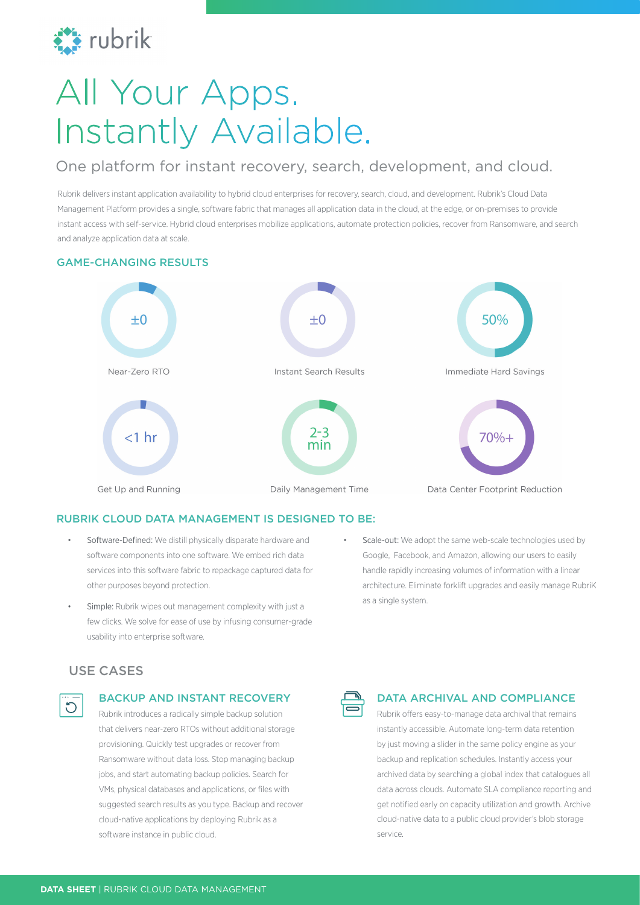# All Your Apps. Instantly Available.

## One platform for instant recovery, search, development, and cloud.

Rubrik delivers instant application availability to hybrid cloud enterprises for recovery, search, cloud, and development. Rubrik's Cloud Data Management Platform provides a single, software fabric that manages all application data in the cloud, at the edge, or on-premises to provide instant access with self-service. Hybrid cloud enterprises mobilize applications, automate protection policies, recover from Ransomware, and search and analyze application data at scale.

### GAME-CHANGING RESULTS

±0

Near-Zero RTO

±0

Instant Search Results

50%

Immediate Hard Savings

<1 hr

Get Up and Running

2-3 min

Daily Management Time

70%+

Data Center Footprint Reduction

### RUBRIK CLOUD DATA MANAGEMENT IS DESIGNED TO BE:

- Software-Defined: We distill physically disparate hardware and software components into one software. We embed rich data services into this software fabric to repackage captured data for other purposes beyond protection.
- Simple: Rubrik wipes out management complexity with just a few clicks. We solve for ease of use by infusing consumer-grade usability into enterprise software.
- Scale-out: We adopt the same web-scale technologies used by Google, Facebook, and Amazon, allowing our users to easily handle rapidly increasing volumes of information with a linear architecture. Eliminate forklift upgrades and easily manage RubriK as a single system.

## USE CASES

### BACKUP AND INSTANT RECOVERY

Rubrik introduces a radically simple backup solution that delivers near-zero RTOs without additional storage provisioning. Quickly test upgrades or recover from Ransomware without data loss. Stop managing backup jobs, and start automating backup policies. Search for VMs, physical databases and applications, or files with suggested search results as you type. Backup and recover cloud-native applications by deploying Rubrik as a software instance in public cloud.

### DATA ARCHIVAL AND COMPLIANCE

Rubrik offers easy-to-manage data archival that remains instantly accessible. Automate long-term data retention by just moving a slider in the same policy engine as your backup and replication schedules. Instantly access your archived data by searching a global index that catalogues all data across clouds. Automate SLA compliance reporting and get notified early on capacity utilization and growth. Archive cloud-native data to a public cloud provider's blob storage service.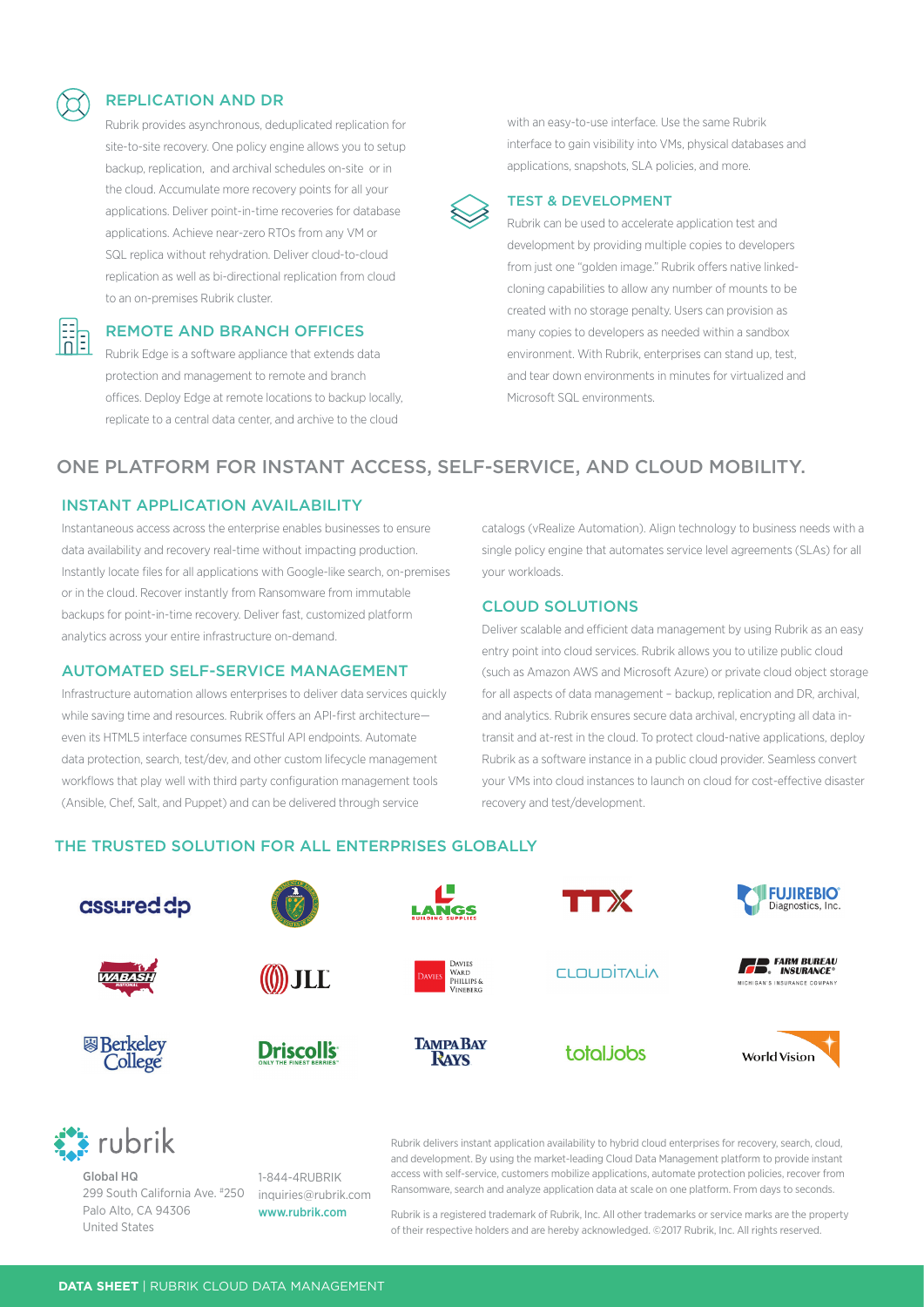### REPLICATION AND DR

Rubrik provides asynchronous, deduplicated replication for site-to-site recovery. One policy engine allows you to setup backup, replication, and archival schedules on-site or in the cloud. Accumulate more recovery points for all your applications. Deliver point-in-time recoveries for database applications. Achieve near-zero RTOs from any VM or SQL replica without rehydration. Deliver cloud-to-cloud replication as well as bi-directional replication from cloud to an on-premises Rubrik cluster.

### REMOTE AND BRANCH OFFICES

Rubrik Edge is a software appliance that extends data protection and management to remote and branch offices. Deploy Edge at remote locations to backup locally, replicate to a central data center, and archive to the cloud with an easy-to-use interface. Use the same Rubrik interface to gain visibility into VMs, physical databases and applications, snapshots, SLA policies, and more.

### TEST & DEVELOPMENT

Rubrik can be used to accelerate application test and development by providing multiple copies to developers from just one "golden image." Rubrik offers native linked-cloning capabilities to allow any number of mounts to be created with no storage penalty. Users can provision as many copies to developers as needed within a sandbox environment. With Rubrik, enterprises can stand up, test, and tear down environments in minutes for virtualized and Microsoft SQL environments.

## ONE PLATFORM FOR INSTANT ACCESS, SELF-SERVICE, AND CLOUD MOBILITY.

### INSTANT APPLICATION AVAILABILITY

Instantaneous access across the enterprise enables businesses to ensure data availability and recovery real-time without impacting production. Instantly locate files for all applications with Google-like search, on-premises or in the cloud. Recover instantly from Ransomware from immutable backups for point-in-time recovery. Deliver fast, customized platform analytics across your entire infrastructure on-demand.

### AUTOMATED SELF-SERVICE MANAGEMENT

Infrastructure automation allows enterprises to deliver data services quickly while saving time and resources. Rubrik offers an API-first architecture—even its HTML5 interface consumes RESTful API endpoints. Automate data protection, search, test/dev, and other custom lifecycle management workflows that play well with third party configuration management tools (Ansible, Chef, Salt, and Puppet) and can be delivered through service catalogs (vRealize Automation). Align technology to business needs with a single policy engine that automates service level agreements (SLAs) for all your workloads.

### CLOUD SOLUTIONS

Deliver scalable and efficient data management by using Rubrik as an easy entry point into cloud services. Rubrik allows you to utilize public cloud (such as Amazon AWS and Microsoft Azure) or private cloud object storage for all aspects of data management – backup, replication and DR, archival, and analytics. Rubrik ensures secure data archival, encrypting all data in-transit and at-rest in the cloud. To protect cloud-native applications, deploy Rubrik as a software instance in a public cloud provider. Seamless convert your VMs into cloud instances to launch on cloud for cost-effective disaster recovery and test/development.

## THE TRUSTED SOLUTION FOR ALL ENTERPRISES GLOBALLY

assured dp
LANGS Building Supplies
TTX
FUJIREBIO Diagnostics, Inc.
WABASH National
JLL
Davies Ward Phillips & Vineberg
CLOUDITALIA
Farm Bureau Insurance® Michigan's Insurance Company
Berkeley College
Driscoll's Only the Finest Berries
Tampa Bay Rays
totaljobs
World Vision

rubrik

Global HQ
299 South California Ave. #250
Palo Alto, CA 94306
United States

1-844-4RUBRIK
inquiries@rubrik.com
www.rubrik.com

Rubrik delivers instant application availability to hybrid cloud enterprises for recovery, search, cloud, and development. By using the market-leading Cloud Data Management platform to provide instant access with self-service, customers mobilize applications, automate protection policies, recover from Ransomware, search and analyze application data at scale on one platform. From days to seconds.

Rubrik is a registered trademark of Rubrik, Inc. All other trademarks or service marks are the property of their respective holders and are hereby acknowledged. ©2017 Rubrik, Inc. All rights reserved.